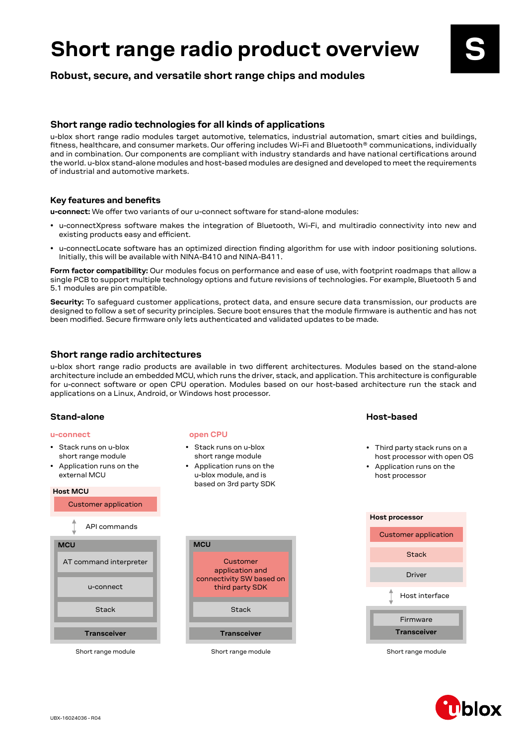# Short range radio product overview

**Robust, secure, and versatile short range chips and modules**

## Short range radio technologies for all kinds of applications

u-blox short range radio modules target automotive, telematics, industrial automation, smart cities and buildings, fitness, healthcare, and consumer markets. Our offering includes Wi-Fi and Bluetooth® communications, individually and in combination. Our components are compliant with industry standards and have national certifications around the world. u-blox stand-alone modules and host-based modules are designed and developed to meet the requirements of industrial and automotive markets.

### Key features and benefits

**u-connect:** We offer two variants of our u-connect software for stand-alone modules:

- u-connectXpress software makes the integration of Bluetooth, Wi-Fi, and multiradio connectivity into new and existing products easy and efficient.
- u-connectLocate software has an optimized direction finding algorithm for use with indoor positioning solutions. Initially, this will be available with NINA-B410 and NINA-B411.

**Form factor compatibility:** Our modules focus on performance and ease of use, with footprint roadmaps that allow a single PCB to support multiple technology options and future revisions of technologies. For example, Bluetooth 5 and 5.1 modules are pin compatible.

**Security:** To safeguard customer applications, protect data, and ensure secure data transmission, our products are designed to follow a set of security principles. Secure boot ensures that the module firmware is authentic and has not been modified. Secure firmware only lets authenticated and validated updates to be made.

## Short range radio architectures

u-blox short range radio products are available in two different architectures. Modules based on the stand-alone architecture include an embedded MCU, which runs the driver, stack, and application. This architecture is configurable for u-connect software or open CPU operation. Modules based on our host-based architecture run the stack and applications on a Linux, Android, or Windows host processor.

### Stand-alone

**u-connect**

- Stack runs on u-blox short range module
- Application runs on the external MCU

Host MCU
- Customer application

API commands

MCU
- AT command interpreter
- u-connect
- Stack

Transceiver

Short range module

**open CPU**

- Stack runs on u-blox short range module
- Application runs on the u-blox module, and is based on 3rd party SDK

MCU
- Customer application and connectivity SW based on third party SDK
- Stack

Transceiver

Short range module

### Host-based

- Third party stack runs on a host processor with open OS
- Application runs on the host processor

Host processor
- Customer application
- Stack
- Driver

Host interface

Firmware
Transceiver

Short range module

UBX-16024036 - R04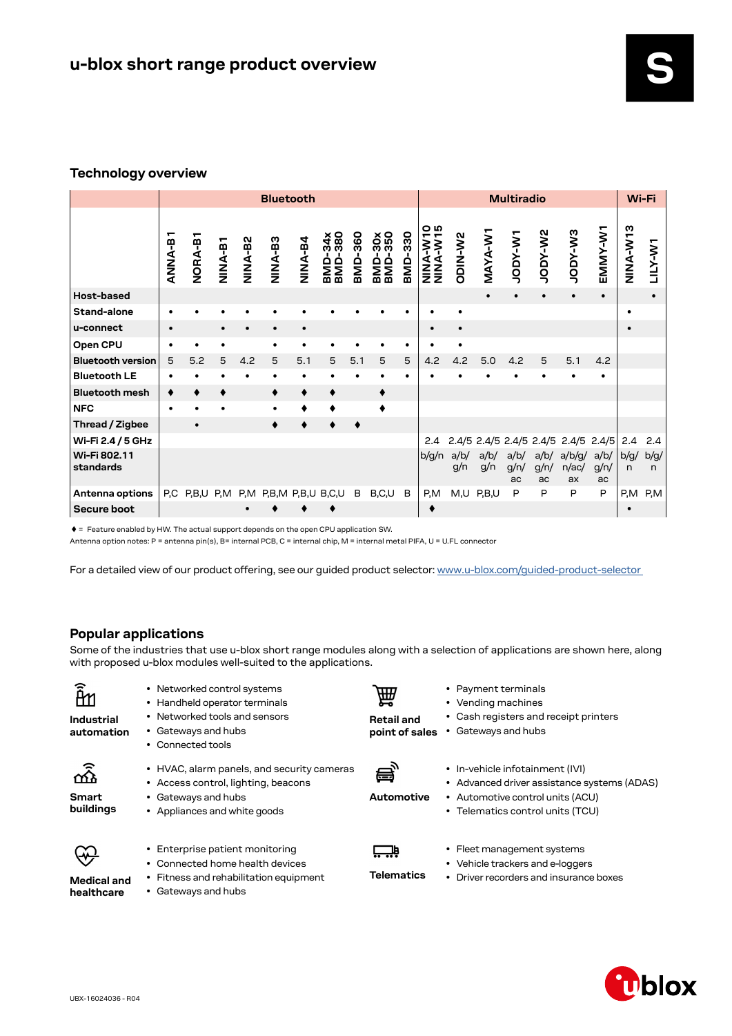# u-blox short range product overview

S

## Technology overview

| | Bluetooth | | | | | | | | | | Multiradio | | | | | | | Wi-Fi | |
|---|---|---|---|---|---|---|---|---|---|---|---|---|---|---|---|---|---|---|---|
| | ANNA-B1 | NORA-B1 | NINA-B1 | NINA-B2 | NINA-B3 | NINA-B4 | BMD-34x BMD-380 | BMD-360 | BMD-30x BMD-350 | BMD-330 | NINA-W10 NINA-W15 | ODIN-W2 | MAYA-W1 | JODY-W1 | JODY-W2 | JODY-W3 | EMMY-W1 | NINA-W13 | LILY-W1 |
| Host-based | | | | | | | | | | | | | • | • | • | • | • | | • |
| Stand-alone | • | • | • | • | • | • | • | • | • | • | • | • | | | | | | • | |
| u-connect | • | | • | • | • | • | | | | | • | • | | | | | | • | |
| Open CPU | • | • | • | | • | • | • | • | • | • | • | • | | | | | | | |
| Bluetooth version | 5 | 5.2 | 5 | 4.2 | 5 | 5.1 | 5 | 5.1 | 5 | 5 | 4.2 | 4.2 | 5.0 | 4.2 | 5 | 5.1 | 4.2 | | |
| Bluetooth LE | • | • | • | • | • | • | • | • | • | • | • | • | • | • | • | • | • | | |
| Bluetooth mesh | ♦ | ♦ | ♦ | | ♦ | ♦ | ♦ | | ♦ | | | | | | | | | | |
| NFC | • | • | • | | • | ♦ | ♦ | | ♦ | | | | | | | | | | |
| Thread / Zigbee | | • | | | ♦ | ♦ | ♦ | ♦ | | | | | | | | | | | |
| Wi-Fi 2.4 / 5 GHz | | | | | | | | | | | 2.4 | 2.4/5 | 2.4/5 | 2.4/5 | 2.4/5 | 2.4/5 | 2.4/5 | 2.4 | 2.4 |
| Wi-Fi 802.11 standards | | | | | | | | | | | b/g/n | a/b/g/n | a/b/g/n | a/b/g/n/ac | a/b/g/n/ac | a/b/g/n/ac/ax | a/b/g/n/ac | b/g/n | b/g/n |
| Antenna options | P,C | P,B,U | P,M | P,M | P,B,M | P,B,U | B,C,U | B | B,C,U | B | P,M | M,U | P,B,U | P | P | P | P | P,M | P,M |
| Secure boot | | | | • | ♦ | ♦ | ♦ | | | | ♦ | | | | | | | • | |

♦ = Feature enabled by HW. The actual support depends on the open CPU application SW.
Antenna option notes: P = antenna pin(s), B= internal PCB, C = internal chip, M = internal metal PIFA, U = U.FL connector

For a detailed view of our product offering, see our guided product selector: www.u-blox.com/guided-product-selector

## Popular applications

Some of the industries that use u-blox short range modules along with a selection of applications are shown here, along with proposed u-blox modules well-suited to the applications.

**Industrial automation**
- Networked control systems
- Handheld operator terminals
- Networked tools and sensors
- Gateways and hubs
- Connected tools

**Retail and point of sales**
- Payment terminals
- Vending machines
- Cash registers and receipt printers
- Gateways and hubs

**Smart buildings**
- HVAC, alarm panels, and security cameras
- Access control, lighting, beacons
- Gateways and hubs
- Appliances and white goods

**Automotive**
- In-vehicle infotainment (IVI)
- Advanced driver assistance systems (ADAS)
- Automotive control units (ACU)
- Telematics control units (TCU)

**Medical and healthcare**
- Enterprise patient monitoring
- Connected home health devices
- Fitness and rehabilitation equipment
- Gateways and hubs

**Telematics**
- Fleet management systems
- Vehicle trackers and e-loggers
- Driver recorders and insurance boxes

UBX-16024036 - R04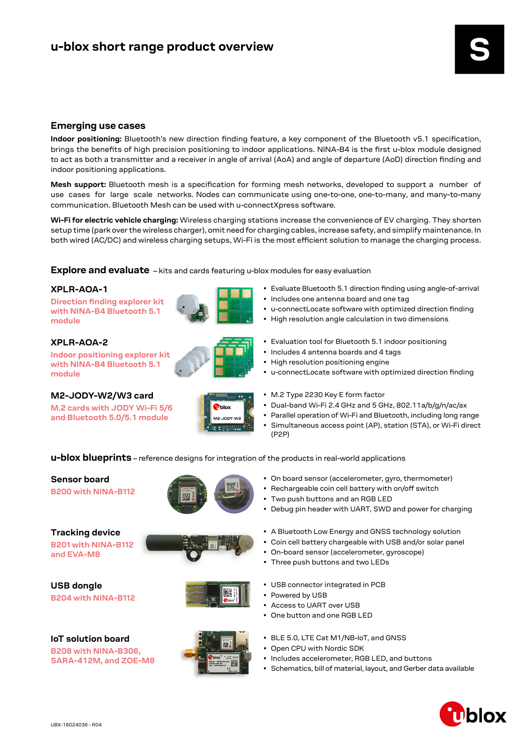# u-blox short range product overview

## Emerging use cases

**Indoor positioning:** Bluetooth's new direction finding feature, a key component of the Bluetooth v5.1 specification, brings the benefits of high precision positioning to indoor applications. NINA-B4 is the first u-blox module designed to act as both a transmitter and a receiver in angle of arrival (AoA) and angle of departure (AoD) direction finding and indoor positioning applications.

**Mesh support:** Bluetooth mesh is a specification for forming mesh networks, developed to support a number of use cases for large scale networks. Nodes can communicate using one-to-one, one-to-many, and many-to-many communication. Bluetooth Mesh can be used with u-connectXpress software.

**Wi-Fi for electric vehicle charging:** Wireless charging stations increase the convenience of EV charging. They shorten setup time (park over the wireless charger), omit need for charging cables, increase safety, and simplify maintenance. In both wired (AC/DC) and wireless charging setups, Wi-Fi is the most efficient solution to manage the charging process.

## Explore and evaluate – kits and cards featuring u-blox modules for easy evaluation

### XPLR-AOA-1

**Direction finding explorer kit with NINA-B4 Bluetooth 5.1 module**

- Evaluate Bluetooth 5.1 direction finding using angle-of-arrival
- Includes one antenna board and one tag
- u-connectLocate software with optimized direction finding
- High resolution angle calculation in two dimensions

### XPLR-AOA-2

**Indoor positioning explorer kit with NINA-B4 Bluetooth 5.1 module**

- Evaluation tool for Bluetooth 5.1 indoor positioning
- Includes 4 antenna boards and 4 tags
- High resolution positioning engine
- u-connectLocate software with optimized direction finding

### M2-JODY-W2/W3 card

**M.2 cards with JODY Wi-Fi 5/6 and Bluetooth 5.0/5.1 module**

- M.2 Type 2230 Key E form factor
- Dual-band Wi-Fi 2.4 GHz and 5 GHz, 802.11a/b/g/n/ac/ax
- Parallel operation of Wi-Fi and Bluetooth, including long range
- Simultaneous access point (AP), station (STA), or Wi-Fi direct (P2P)

## u-blox blueprints – reference designs for integration of the products in real-world applications

### Sensor board

**B200 with NINA-B112**

- On board sensor (accelerometer, gyro, thermometer)
- Rechargeable coin cell battery with on/off switch
- Two push buttons and an RGB LED
- Debug pin header with UART, SWD and power for charging

### Tracking device

**B201 with NINA-B112 and EVA-M8**

- A Bluetooth Low Energy and GNSS technology solution
- Coin cell battery chargeable with USB and/or solar panel
- On-board sensor (accelerometer, gyroscope)
- Three push buttons and two LEDs

### USB dongle

**B204 with NINA-B112**

- USB connector integrated in PCB
- Powered by USB
- Access to UART over USB
- One button and one RGB LED

### IoT solution board

**B208 with NINA-B306, SARA-412M, and ZOE-M8**

- BLE 5.0, LTE Cat M1/NB-IoT, and GNSS
- Open CPU with Nordic SDK
- Includes accelerometer, RGB LED, and buttons
- Schematics, bill of material, layout, and Gerber data available

UBX-16024036 - R04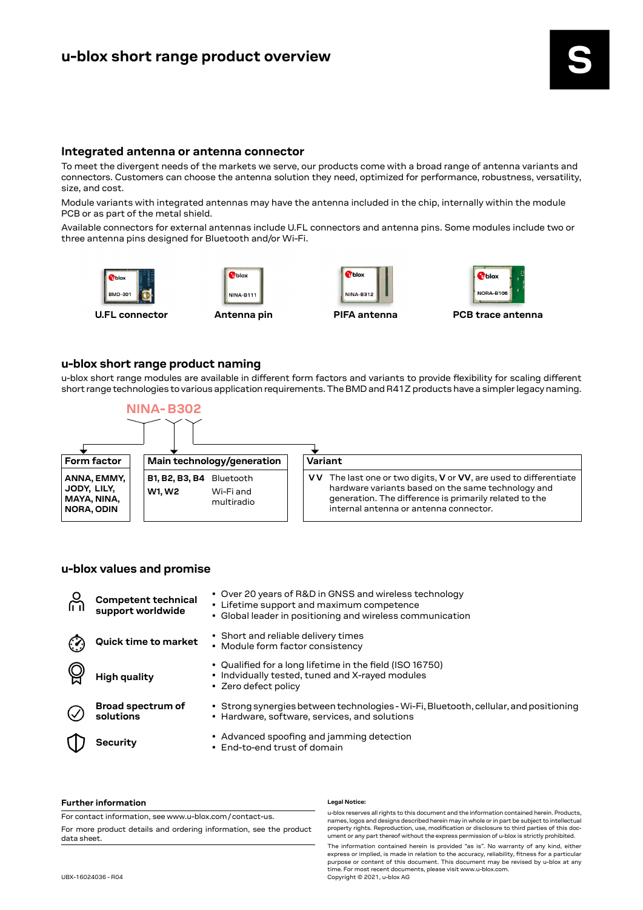# u-blox short range product overview

S

## Integrated antenna or antenna connector

To meet the divergent needs of the markets we serve, our products come with a broad range of antenna variants and connectors. Customers can choose the antenna solution they need, optimized for performance, robustness, versatility, size, and cost.

Module variants with integrated antennas may have the antenna included in the chip, internally within the module PCB or as part of the metal shield.

Available connectors for external antennas include U.FL connectors and antenna pins. Some modules include two or three antenna pins designed for Bluetooth and/or Wi-Fi.

**U.FL connector** — BMD-301

**Antenna pin** — NINA-B111

**PIFA antenna** — NINA-B312

**PCB trace antenna** — NORA-B106

## u-blox short range product naming

u-blox short range modules are available in different form factors and variants to provide flexibility for scaling different short range technologies to various application requirements. The BMD and R41Z products have a simpler legacy naming.

**NINA- B302**

| Form factor | Main technology/generation | | Variant | |
|---|---|---|---|---|
| ANNA, EMMY, JODY, LILY, MAYA, NINA, NORA, ODIN | B1, B2, B3, B4 | Bluetooth | VV | The last one or two digits, **V** or **VV**, are used to differentiate hardware variants based on the same technology and generation. The difference is primarily related to the internal antenna or antenna connector. |
| | W1, W2 | Wi-Fi and multiradio | | |

## u-blox values and promise

**Competent technical support worldwide**
- Over 20 years of R&D in GNSS and wireless technology
- Lifetime support and maximum competence
- Global leader in positioning and wireless communication

**Quick time to market**
- Short and reliable delivery times
- Module form factor consistency

**High quality**
- Qualified for a long lifetime in the field (ISO 16750)
- Indvidually tested, tuned and X-rayed modules
- Zero defect policy

**Broad spectrum of solutions**
- Strong synergies between technologies - Wi-Fi, Bluetooth, cellular, and positioning
- Hardware, software, services, and solutions

**Security**
- Advanced spoofing and jamming detection
- End-to-end trust of domain

### Further information

For contact information, see www.u-blox.com/contact-us.

For more product details and ordering information, see the product data sheet.

UBX-16024036 - R04

**Legal Notice:**

u-blox reserves all rights to this document and the information contained herein. Products, names, logos and designs described herein may in whole or in part be subject to intellectual property rights. Reproduction, use, modification or disclosure to third parties of this document or any part thereof without the express permission of u-blox is strictly prohibited.

The information contained herein is provided "as is". No warranty of any kind, either express or implied, is made in relation to the accuracy, reliability, fitness for a particular purpose or content of this document. This document may be revised by u-blox at any time. For most recent documents, please visit www.u-blox.com.

Copyright © 2021, u-blox AG